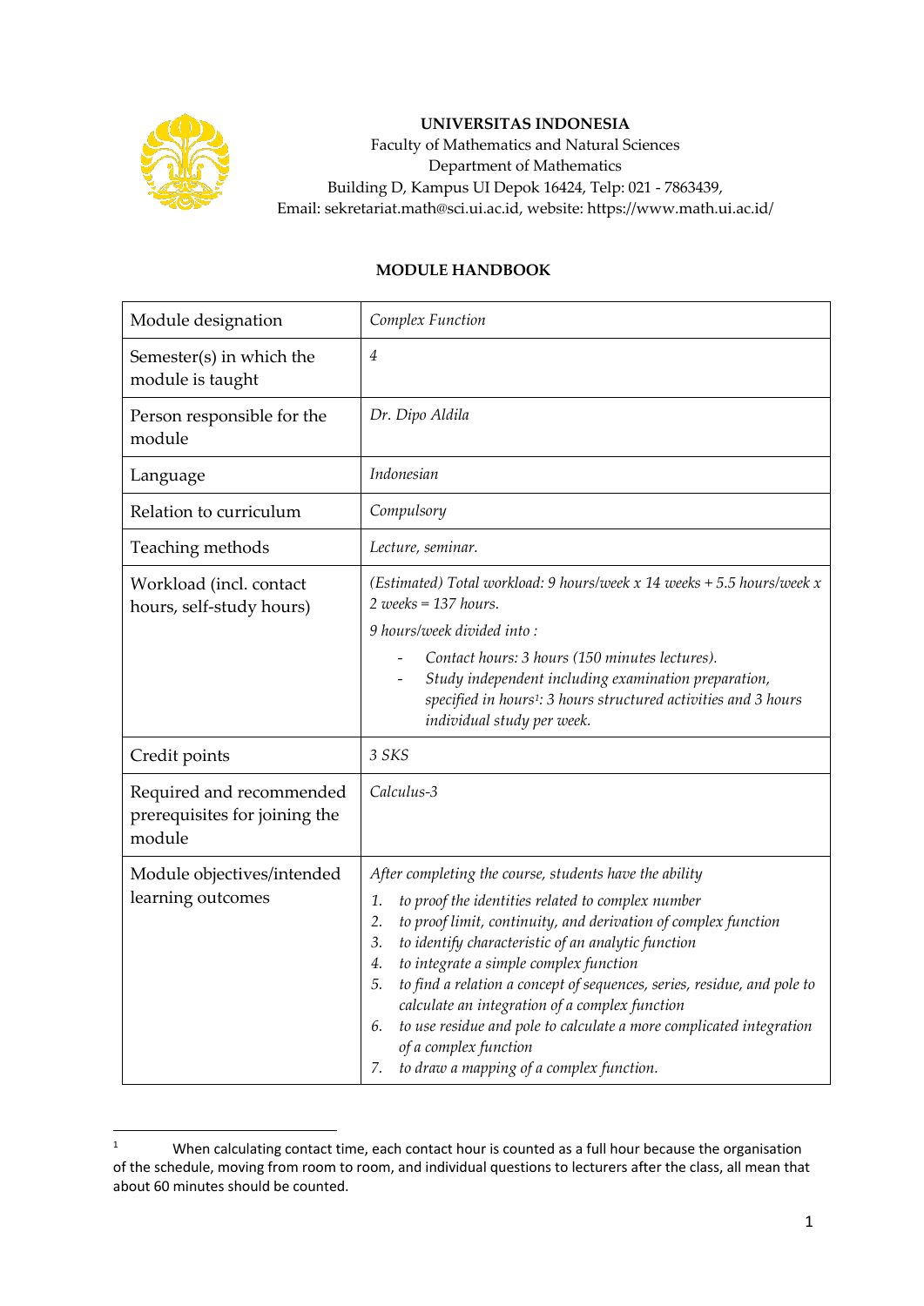**UNIVERSITAS INDONESIA**
Faculty of Mathematics and Natural Sciences
Department of Mathematics
Building D, Kampus UI Depok 16424, Telp: 021 - 7863439,
Email: sekretariat.math@sci.ui.ac.id, website: https://www.math.ui.ac.id/

**MODULE HANDBOOK**

| Module designation | *Complex Function* |
|---|---|
| Semester(s) in which the module is taught | *4* |
| Person responsible for the module | *Dr. Dipo Aldila* |
| Language | *Indonesian* |
| Relation to curriculum | *Compulsory* |
| Teaching methods | *Lecture, seminar.* |
| Workload (incl. contact hours, self-study hours) | *(Estimated) Total workload: 9 hours/week x 14 weeks + 5.5 hours/week x 2 weeks = 137 hours.*<br>*9 hours/week divided into :*<br>- *Contact hours: 3 hours (150 minutes lectures).*<br>- *Study independent including examination preparation, specified in hours[1]: 3 hours structured activities and 3 hours individual study per week.* |
| Credit points | *3 SKS* |
| Required and recommended prerequisites for joining the module | *Calculus-3* |
| Module objectives/intended learning outcomes | *After completing the course, students have the ability*<br>1. *to proof the identities related to complex number*<br>2. *to proof limit, continuity, and derivation of complex function*<br>3. *to identify characteristic of an analytic function*<br>4. *to integrate a simple complex function*<br>5. *to find a relation a concept of sequences, series, residue, and pole to calculate an integration of a complex function*<br>6. *to use residue and pole to calculate a more complicated integration of a complex function*<br>7. *to draw a mapping of a complex function.* |

[1] When calculating contact time, each contact hour is counted as a full hour because the organisation of the schedule, moving from room to room, and individual questions to lecturers after the class, all mean that about 60 minutes should be counted.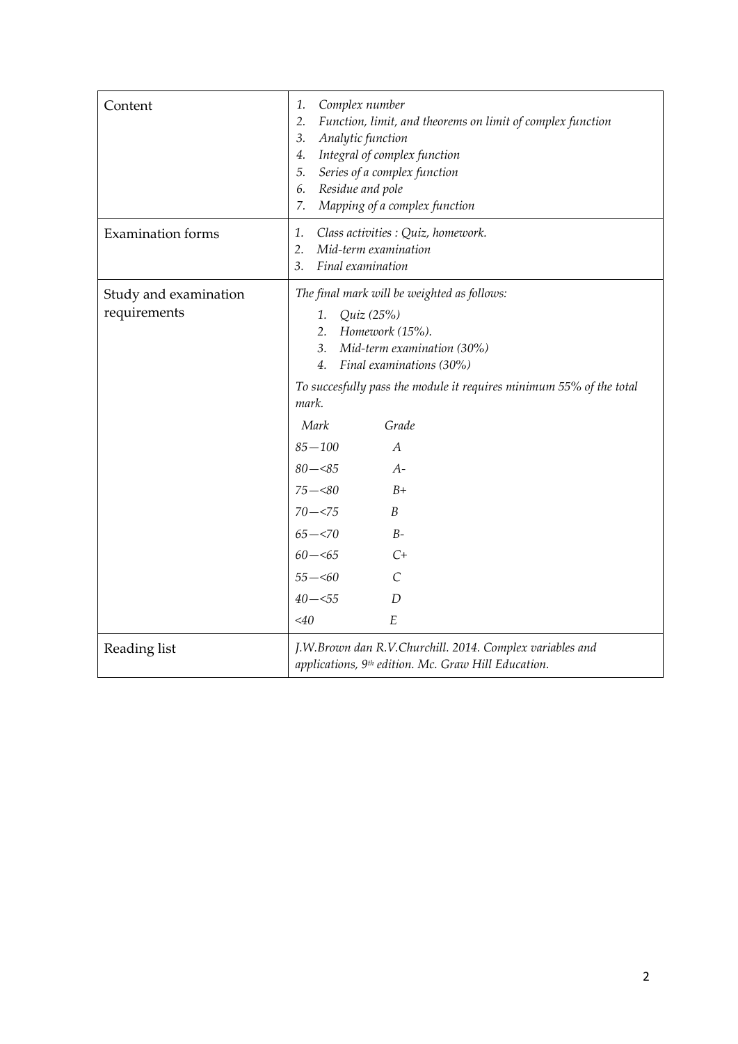| | |
|---|---|
| Content | 1. *Complex number*<br>2. *Function, limit, and theorems on limit of complex function*<br>3. *Analytic function*<br>4. *Integral of complex function*<br>5. *Series of a complex function*<br>6. *Residue and pole*<br>7. *Mapping of a complex function* |
| Examination forms | 1. *Class activities : Quiz, homework.*<br>2. *Mid-term examination*<br>3. *Final examination* |
| Study and examination requirements | *The final mark will be weighted as follows:*<br>1. *Quiz (25%)*<br>2. *Homework (15%).*<br>3. *Mid-term examination (30%)*<br>4. *Final examinations (30%)*<br><br>*To succesfully pass the module it requires minimum 55% of the total mark.*<br><br>*Mark* — *Grade*<br>*85—100* — *A*<br>*80—<85* — *A-*<br>*75—<80* — *B+*<br>*70—<75* — *B*<br>*65—<70* — *B-*<br>*60—<65* — *C+*<br>*55—<60* — *C*<br>*40—<55* — *D*<br>*<40* — *E* |
| Reading list | *J.W.Brown dan R.V.Churchill. 2014. Complex variables and applications, 9th edition. Mc. Graw Hill Education.* |